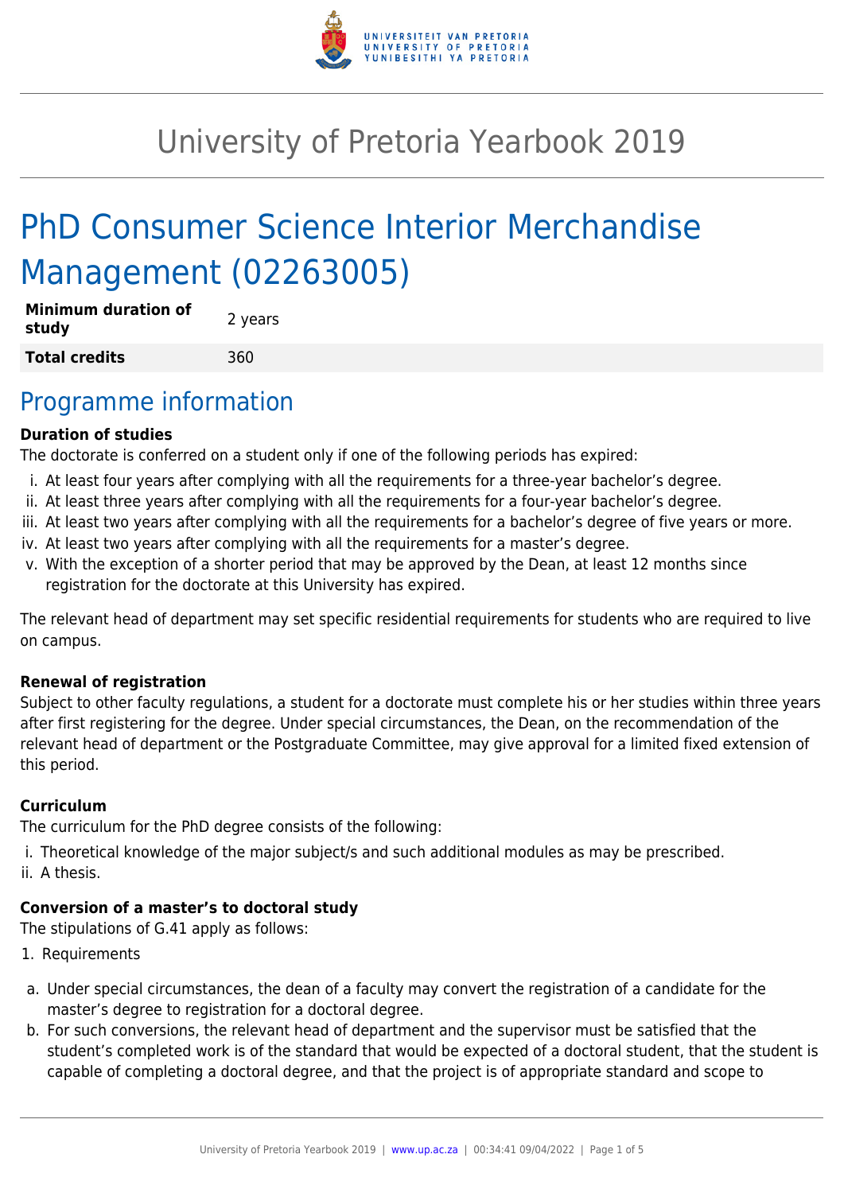# University of Pretoria Yearbook 2019

# PhD Consumer Science Interior Merchandise Management (02263005)

| | |
|---|---|
| **Minimum duration of study** | 2 years |
| **Total credits** | 360 |

## Programme information

**Duration of studies**

The doctorate is conferred on a student only if one of the following periods has expired:

i. At least four years after complying with all the requirements for a three-year bachelor's degree.
ii. At least three years after complying with all the requirements for a four-year bachelor's degree.
iii. At least two years after complying with all the requirements for a bachelor's degree of five years or more.
iv. At least two years after complying with all the requirements for a master's degree.
v. With the exception of a shorter period that may be approved by the Dean, at least 12 months since registration for the doctorate at this University has expired.

The relevant head of department may set specific residential requirements for students who are required to live on campus.

**Renewal of registration**

Subject to other faculty regulations, a student for a doctorate must complete his or her studies within three years after first registering for the degree. Under special circumstances, the Dean, on the recommendation of the relevant head of department or the Postgraduate Committee, may give approval for a limited fixed extension of this period.

**Curriculum**

The curriculum for the PhD degree consists of the following:

i. Theoretical knowledge of the major subject/s and such additional modules as may be prescribed.
ii. A thesis.

**Conversion of a master's to doctoral study**

The stipulations of G.41 apply as follows:

1. Requirements

a. Under special circumstances, the dean of a faculty may convert the registration of a candidate for the master's degree to registration for a doctoral degree.
b. For such conversions, the relevant head of department and the supervisor must be satisfied that the student's completed work is of the standard that would be expected of a doctoral student, that the student is capable of completing a doctoral degree, and that the project is of appropriate standard and scope to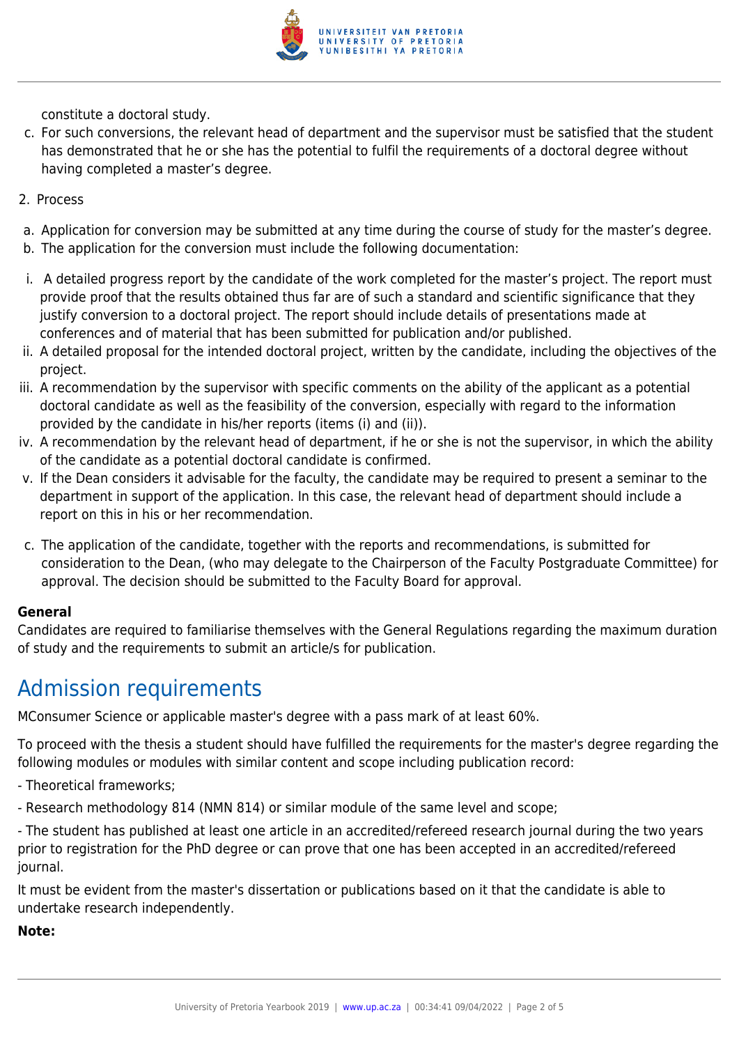constitute a doctoral study.

c. For such conversions, the relevant head of department and the supervisor must be satisfied that the student has demonstrated that he or she has the potential to fulfil the requirements of a doctoral degree without having completed a master's degree.

2. Process

a. Application for conversion may be submitted at any time during the course of study for the master's degree.
b. The application for the conversion must include the following documentation:

i. A detailed progress report by the candidate of the work completed for the master's project. The report must provide proof that the results obtained thus far are of such a standard and scientific significance that they justify conversion to a doctoral project. The report should include details of presentations made at conferences and of material that has been submitted for publication and/or published.
ii. A detailed proposal for the intended doctoral project, written by the candidate, including the objectives of the project.
iii. A recommendation by the supervisor with specific comments on the ability of the applicant as a potential doctoral candidate as well as the feasibility of the conversion, especially with regard to the information provided by the candidate in his/her reports (items (i) and (ii)).
iv. A recommendation by the relevant head of department, if he or she is not the supervisor, in which the ability of the candidate as a potential doctoral candidate is confirmed.
v. If the Dean considers it advisable for the faculty, the candidate may be required to present a seminar to the department in support of the application. In this case, the relevant head of department should include a report on this in his or her recommendation.

c. The application of the candidate, together with the reports and recommendations, is submitted for consideration to the Dean, (who may delegate to the Chairperson of the Faculty Postgraduate Committee) for approval. The decision should be submitted to the Faculty Board for approval.

**General**

Candidates are required to familiarise themselves with the General Regulations regarding the maximum duration of study and the requirements to submit an article/s for publication.

## Admission requirements

MConsumer Science or applicable master's degree with a pass mark of at least 60%.

To proceed with the thesis a student should have fulfilled the requirements for the master's degree regarding the following modules or modules with similar content and scope including publication record:

- Theoretical frameworks;

- Research methodology 814 (NMN 814) or similar module of the same level and scope;

- The student has published at least one article in an accredited/refereed research journal during the two years prior to registration for the PhD degree or can prove that one has been accepted in an accredited/refereed journal.

It must be evident from the master's dissertation or publications based on it that the candidate is able to undertake research independently.

**Note:**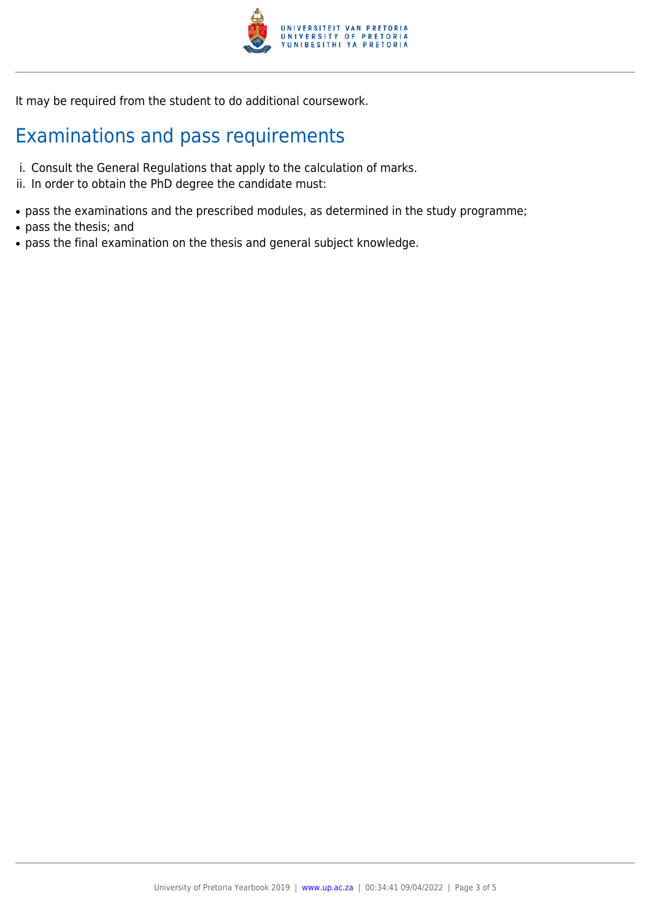It may be required from the student to do additional coursework.

## Examinations and pass requirements

i. Consult the General Regulations that apply to the calculation of marks.
ii. In order to obtain the PhD degree the candidate must:

- pass the examinations and the prescribed modules, as determined in the study programme;
- pass the thesis; and
- pass the final examination on the thesis and general subject knowledge.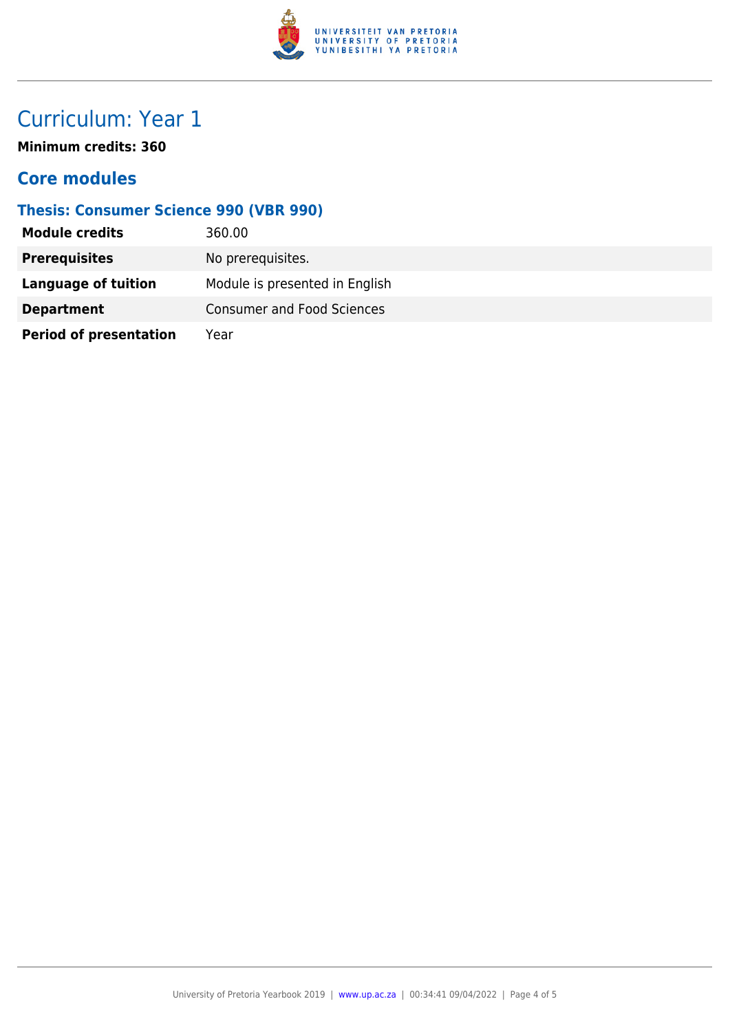# Curriculum: Year 1

**Minimum credits: 360**

## Core modules

### Thesis: Consumer Science 990 (VBR 990)

| | |
|---|---|
| **Module credits** | 360.00 |
| **Prerequisites** | No prerequisites. |
| **Language of tuition** | Module is presented in English |
| **Department** | Consumer and Food Sciences |
| **Period of presentation** | Year |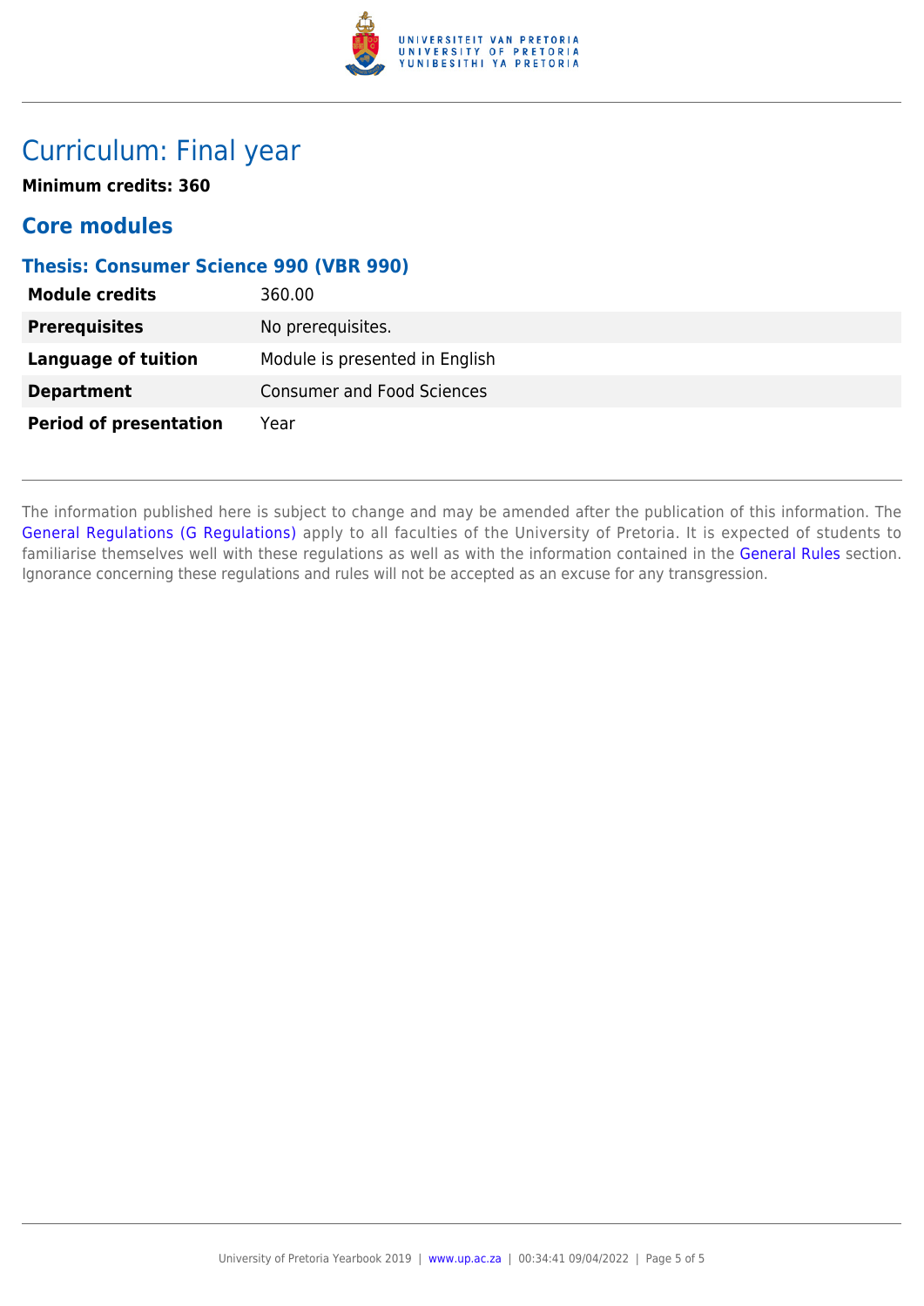# Curriculum: Final year

**Minimum credits: 360**

## Core modules

### Thesis: Consumer Science 990 (VBR 990)

| | |
|---|---|
| **Module credits** | 360.00 |
| **Prerequisites** | No prerequisites. |
| **Language of tuition** | Module is presented in English |
| **Department** | Consumer and Food Sciences |
| **Period of presentation** | Year |

The information published here is subject to change and may be amended after the publication of this information. The General Regulations (G Regulations) apply to all faculties of the University of Pretoria. It is expected of students to familiarise themselves well with these regulations as well as with the information contained in the General Rules section. Ignorance concerning these regulations and rules will not be accepted as an excuse for any transgression.